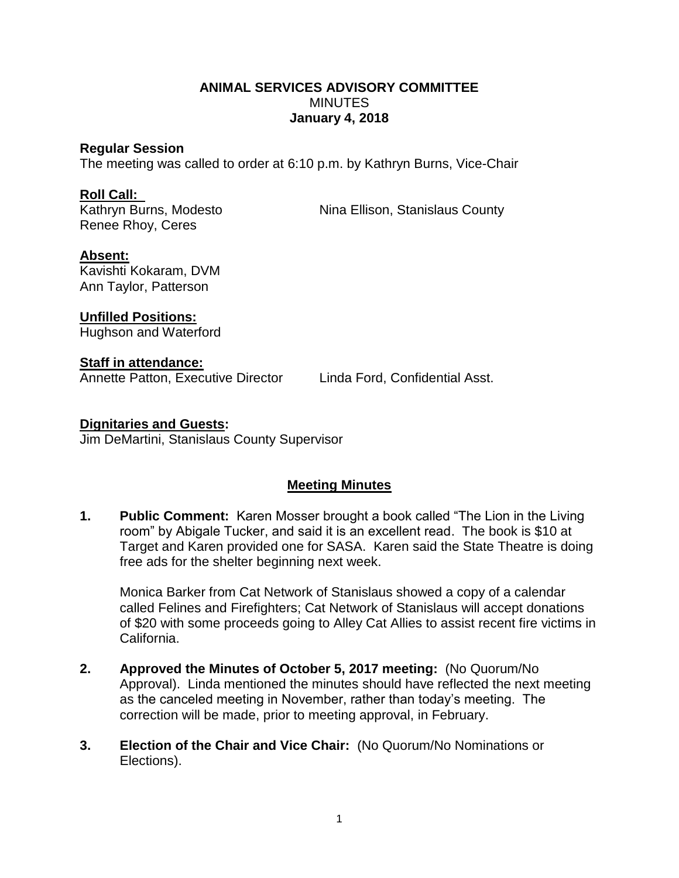# ANIMAL SERVICES ADVISORY COMMITTEE

MINUTES

**January 4, 2018**

**Regular Session**

The meeting was called to order at 6:10 p.m. by Kathryn Burns, Vice-Chair

**Roll Call:**

Kathryn Burns, Modesto
Nina Ellison, Stanislaus County
Renee Rhoy, Ceres

**Absent:**

Kavishti Kokaram, DVM
Ann Taylor, Patterson

**Unfilled Positions:**

Hughson and Waterford

**Staff in attendance:**

Annette Patton, Executive Director
Linda Ford, Confidential Asst.

**Dignitaries and Guests:**

Jim DeMartini, Stanislaus County Supervisor

## Meeting Minutes

1. **Public Comment:** Karen Mosser brought a book called "The Lion in the Living room" by Abigale Tucker, and said it is an excellent read. The book is $10 at Target and Karen provided one for SASA. Karen said the State Theatre is doing free ads for the shelter beginning next week.

   Monica Barker from Cat Network of Stanislaus showed a copy of a calendar called Felines and Firefighters; Cat Network of Stanislaus will accept donations of $20 with some proceeds going to Alley Cat Allies to assist recent fire victims in California.

2. **Approved the Minutes of October 5, 2017 meeting:** (No Quorum/No Approval). Linda mentioned the minutes should have reflected the next meeting as the canceled meeting in November, rather than today's meeting. The correction will be made, prior to meeting approval, in February.

3. **Election of the Chair and Vice Chair:** (No Quorum/No Nominations or Elections).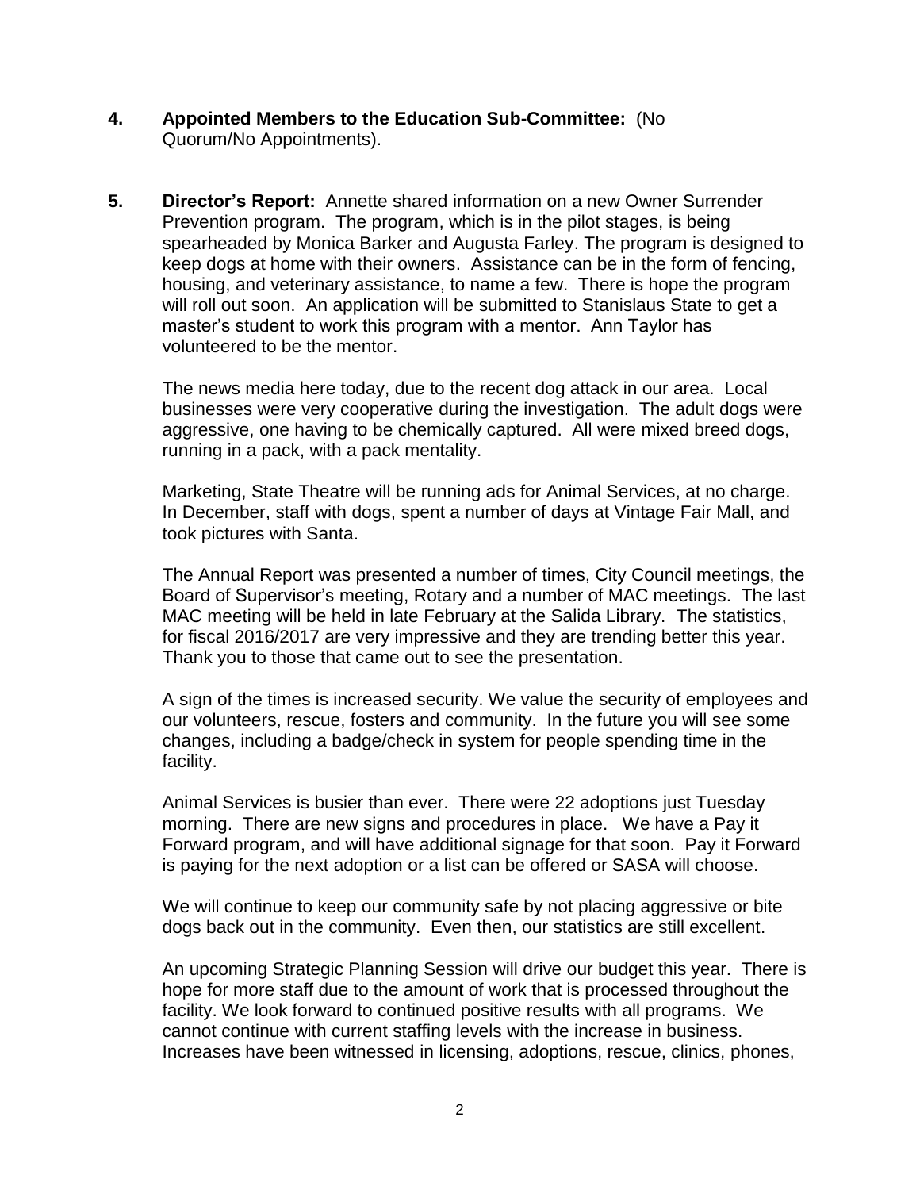4. **Appointed Members to the Education Sub-Committee:** (No Quorum/No Appointments).

5. **Director's Report:** Annette shared information on a new Owner Surrender Prevention program. The program, which is in the pilot stages, is being spearheaded by Monica Barker and Augusta Farley. The program is designed to keep dogs at home with their owners. Assistance can be in the form of fencing, housing, and veterinary assistance, to name a few. There is hope the program will roll out soon. An application will be submitted to Stanislaus State to get a master's student to work this program with a mentor. Ann Taylor has volunteered to be the mentor.

   The news media here today, due to the recent dog attack in our area. Local businesses were very cooperative during the investigation. The adult dogs were aggressive, one having to be chemically captured. All were mixed breed dogs, running in a pack, with a pack mentality.

   Marketing, State Theatre will be running ads for Animal Services, at no charge. In December, staff with dogs, spent a number of days at Vintage Fair Mall, and took pictures with Santa.

   The Annual Report was presented a number of times, City Council meetings, the Board of Supervisor's meeting, Rotary and a number of MAC meetings. The last MAC meeting will be held in late February at the Salida Library. The statistics, for fiscal 2016/2017 are very impressive and they are trending better this year. Thank you to those that came out to see the presentation.

   A sign of the times is increased security. We value the security of employees and our volunteers, rescue, fosters and community. In the future you will see some changes, including a badge/check in system for people spending time in the facility.

   Animal Services is busier than ever. There were 22 adoptions just Tuesday morning. There are new signs and procedures in place. We have a Pay it Forward program, and will have additional signage for that soon. Pay it Forward is paying for the next adoption or a list can be offered or SASA will choose.

   We will continue to keep our community safe by not placing aggressive or bite dogs back out in the community. Even then, our statistics are still excellent.

   An upcoming Strategic Planning Session will drive our budget this year. There is hope for more staff due to the amount of work that is processed throughout the facility. We look forward to continued positive results with all programs. We cannot continue with current staffing levels with the increase in business. Increases have been witnessed in licensing, adoptions, rescue, clinics, phones,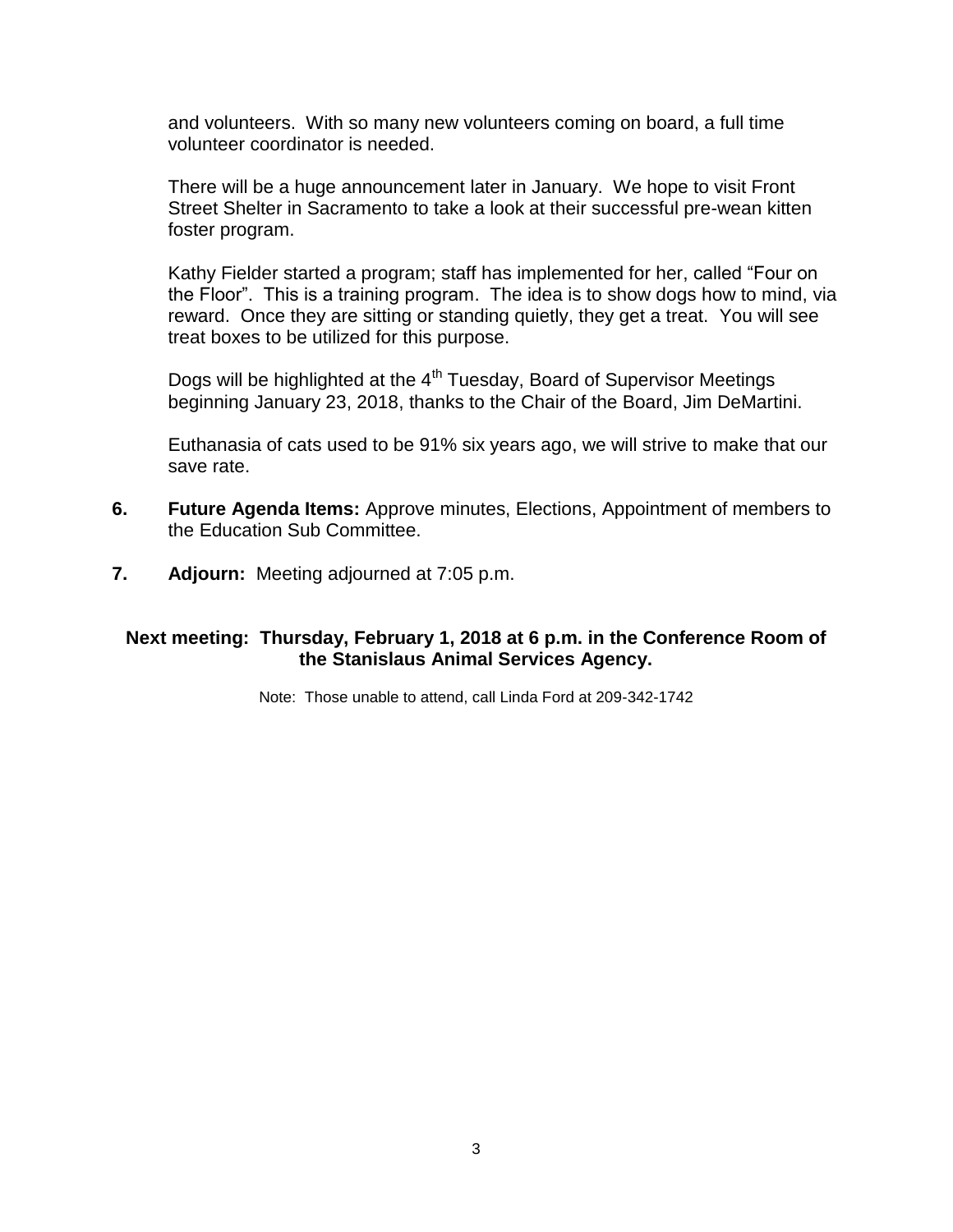and volunteers. With so many new volunteers coming on board, a full time volunteer coordinator is needed.

There will be a huge announcement later in January. We hope to visit Front Street Shelter in Sacramento to take a look at their successful pre-wean kitten foster program.

Kathy Fielder started a program; staff has implemented for her, called "Four on the Floor". This is a training program. The idea is to show dogs how to mind, via reward. Once they are sitting or standing quietly, they get a treat. You will see treat boxes to be utilized for this purpose.

Dogs will be highlighted at the 4th Tuesday, Board of Supervisor Meetings beginning January 23, 2018, thanks to the Chair of the Board, Jim DeMartini.

Euthanasia of cats used to be 91% six years ago, we will strive to make that our save rate.

6. **Future Agenda Items:** Approve minutes, Elections, Appointment of members to the Education Sub Committee.

7. **Adjourn:** Meeting adjourned at 7:05 p.m.

**Next meeting: Thursday, February 1, 2018 at 6 p.m. in the Conference Room of the Stanislaus Animal Services Agency.**

Note: Those unable to attend, call Linda Ford at 209-342-1742